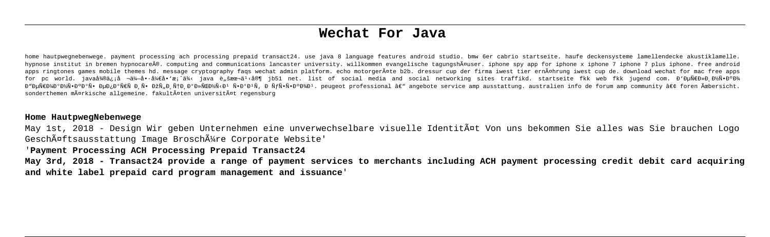# Wechat For Java

home hautpwegnebenwege. payment processing ach processing prepaid transact24. use java 8 language features android studio. bmw 6er cabrio startseite. haufe deckensysteme lamellendecke akustiklamelle. hypnose institut in bremen hypnocare®. computing and communications lancaster university. willkommen evangelische tagungshäuser. iphone spy app for iphone x iphone 7 iphone 7 plus iphone. free android apps ringtones games mobile themes hd. message cryptography faqs wechat admin platform. echo motorgeräte b2b. dressur cup der firma iwest tier ernährung iwest cup de. download wechat for mac free apps for pc world. javaå¾®ä¿¡å ¬ä¼—å•·å¼€å•'æ¡ˆä¾‹ java è¸šæœ¬ä¹‹å®¶ jb51 net. list of social media and social networking sites traffikd. startseite fkk web fkk jugend com. Ð'ÐµÑ€Ð»Ð¸Ð½Ñ•ÐºÐ¾ Ð"ÐµÑ€Ð¼Ð°Ð½Ñ•ÐºÐ°Ñ• ÐµÐ¿Ð°Ñ€Ñ Ð¸Ñ• ÐžÑ"Ð¸Ñ†Ð¸Ð°Ð»ÑŒÐ½Ñ‹Ð¹ Ñ•Ð°Ð¹Ñ, Ð ÑƒÑ•Ñ•ÐºÐ¾Ð¹. peugeot professional â€" angebote service amp ausstattung. australien info de forum amp community â€¢ foren übersicht. sonderthemen märkische allgemeine. fakultäten universität regensburg

## Home HautpwegNebenwege

May 1st, 2018 - Design Wir geben Unternehmen eine unverwechselbare visuelle Identität Von uns bekommen Sie alles was Sie brauchen Logo Geschäftsausstattung Image Broschüre Corporate Website'

## 'Payment Processing ACH Processing Prepaid Transact24

**May 3rd, 2018 - Transact24 provide a range of payment services to merchants including ACH payment processing credit debit card acquiring and white label prepaid card program management and issuance'**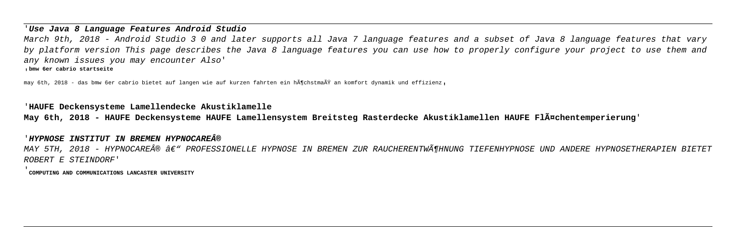'**Use Java 8 Language Features Android Studio**

*March 9th, 2018 - Android Studio 3 0 and later supports all Java 7 language features and a subset of Java 8 language features that vary by platform version This page describes the Java 8 language features you can use how to properly configure your project to use them and any known issues you may encounter Also*'

'**bmw 6er cabrio startseite**

may 6th, 2018 - das bmw 6er cabrio bietet auf langen wie auf kurzen fahrten ein hÃ¶chstmaÃŸ an komfort dynamik und effizienz'

'**HAUFE Deckensysteme Lamellendecke Akustiklamelle**

**May 6th, 2018 - HAUFE Deckensysteme HAUFE Lamellensystem Breitsteg Rasterdecke Akustiklamellen HAUFE FlÃ¤chentemperierung**'

'***HYPNOSE INSTITUT IN BREMEN HYPNOCAREÂ®***

*MAY 5TH, 2018 - HYPNOCAREÂ® â€" PROFESSIONELLE HYPNOSE IN BREMEN ZUR RAUCHERENTWÃ¶HNUNG TIEFENHYPNOSE UND ANDERE HYPNOSETHERAPIEN BIETET ROBERT E STEINDORF*'

'**COMPUTING AND COMMUNICATIONS LANCASTER UNIVERSITY**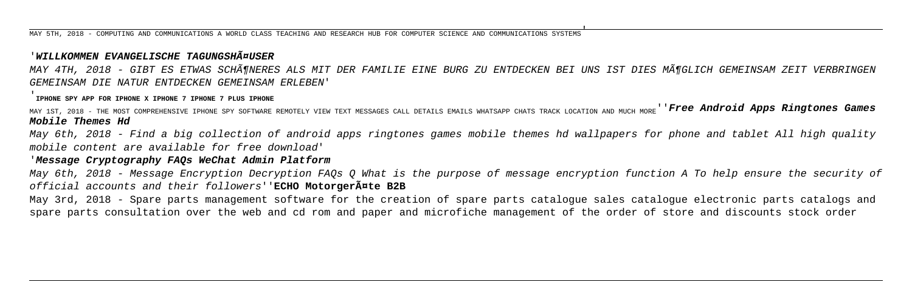MAY 5TH, 2018 - COMPUTING AND COMMUNICATIONS A WORLD CLASS TEACHING AND RESEARCH HUB FOR COMPUTER SCIENCE AND COMMUNICATIONS SYSTEMS'

'**WILLKOMMEN EVANGELISCHE TAGUNGSHÃ¤USER**

*MAY 4TH, 2018 - GIBT ES ETWAS SCHÃ¶NERES ALS MIT DER FAMILIE EINE BURG ZU ENTDECKEN BEI UNS IST DIES MÃ¶GLICH GEMEINSAM ZEIT VERBRINGEN GEMEINSAM DIE NATUR ENTDECKEN GEMEINSAM ERLEBEN*'

'**IPHONE SPY APP FOR IPHONE X IPHONE 7 IPHONE 7 PLUS IPHONE**

MAY 1ST, 2018 - THE MOST COMPREHENSIVE IPHONE SPY SOFTWARE REMOTELY VIEW TEXT MESSAGES CALL DETAILS EMAILS WHATSAPP CHATS TRACK LOCATION AND MUCH MORE''***Free Android Apps Ringtones Games Mobile Themes Hd***

*May 6th, 2018 - Find a big collection of android apps ringtones games mobile themes hd wallpapers for phone and tablet All high quality mobile content are available for free download*'

'**Message Cryptography FAQs WeChat Admin Platform**

*May 6th, 2018 - Message Encryption Decryption FAQs Q What is the purpose of message encryption function A To help ensure the security of official accounts and their followers*''**ECHO MotorgerÃ¤te B2B**

May 3rd, 2018 - Spare parts management software for the creation of spare parts catalogue sales catalogue electronic parts catalogs and spare parts consultation over the web and cd rom and paper and microfiche management of the order of store and discounts stock order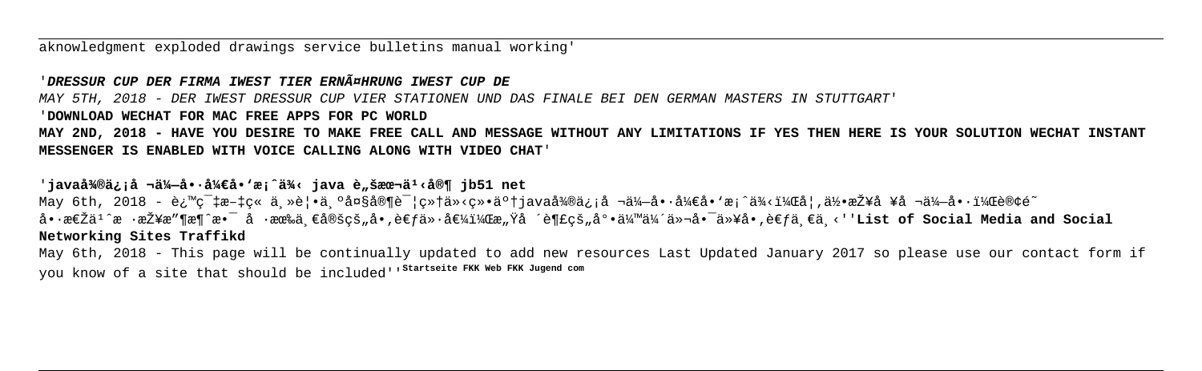aknowledgment exploded drawings service bulletins manual working'

'**_DRESSUR CUP DER FIRMA IWEST TIER ERNÃ¤HRUNG IWEST CUP DE_**

*MAY 5TH, 2018 - DER IWEST DRESSUR CUP VIER STATIONEN UND DAS FINALE BEI DEN GERMAN MASTERS IN STUTTGART*'

'**DOWNLOAD WECHAT FOR MAC FREE APPS FOR PC WORLD**

**MAY 2ND, 2018 - HAVE YOU DESIRE TO MAKE FREE CALL AND MESSAGE WITHOUT ANY LIMITATIONS IF YES THEN HERE IS YOUR SOLUTION WECHAT INSTANT MESSENGER IS ENABLED WITH VOICE CALLING ALONG WITH VIDEO CHAT**'

'**javaå¾®ä¿¡å ¬ä¼—å•·å¼€å•'æ¡ˆä¾‹ java è„šæœ¬ä¹‹å®¶ jb51 net**

May 6th, 2018 - è¿™ç¯‡æ–‡ç« ä¸»è¦•ä¸ºå¤§å®¶è¯¦ç»†ä»‹ç»•äº†javaå¾®ä¿¡å ¬ä¼—å•·å¼€å•'æ¡ˆä¾‹ï¼Œå¦‚ä½•æŽ¥å ¥å ¬ä¼—å•·ï¼Œè®¢é˜… å•·æ€Žä¹ˆæ ·æŽ¥æ"¶æ¶ˆæ•¯ å ·æœ‰ä¸€å®šçš„å•‚è€ƒä»·å€¼ï¼Œæ„Ÿå ´è¶£çš„å°•ä¼™ä¼´ä»¬å•¯ä»¥å•‚è€ƒä¸€ä¸‹''**List of Social Media and Social Networking Sites Traffikd**

May 6th, 2018 - This page will be continually updated to add new resources Last Updated January 2017 so please use our contact form if you know of a site that should be included''**Startseite FKK Web FKK Jugend com**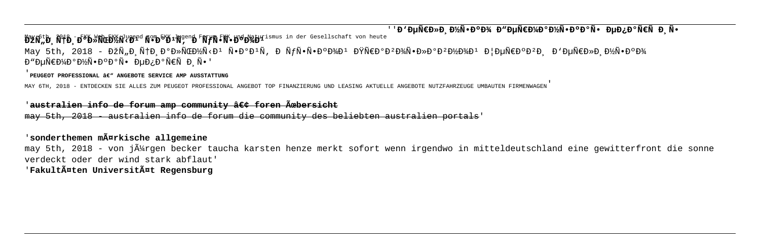''Ð'ÐµÑ€Ð»Ð¸Ð½Ñ•ÐºÐ¾ Ð"ÐµÑ€Ð¼Ð°Ð½Ñ•ÐºÐ°Ñ• ÐµÐ¿Ð°Ñ€Ñ Ð¸Ñ•

May 5th, 2018 - FKK Web FKK Jugend vom FKK Jugend Forum FKK und Naturismus in der Gesellschaft von heute

ÐžÑ„Ð¸Ñ†Ð¸Ð°Ð»ÑŒÐ½Ñ‹Ð¹ Ñ•Ð°Ð¹Ñ‚ Ð ÑƒÑ•Ñ•ÐºÐ¾Ð¹ ÐŸÑ€Ð°Ð²Ð¾Ñ•Ð»Ð°Ð²Ð½Ð¾Ð¹ Ð¦ÐµÑ€ÐºÐ²Ð¸

May 5th, 2018 - ÐžÑ„Ð¸Ñ†Ð¸Ð°Ð»ÑŒÐ½Ñ‹Ð¹ Ñ•Ð°Ð¹Ñ‚ Ð ÑƒÑ•Ñ•ÐºÐ¾Ð¹ ÐŸÑ€Ð°Ð²Ð¾Ñ•Ð»Ð°Ð²Ð½Ð¾Ð¹ Ð¦ÐµÑ€ÐºÐ²Ð¸ Ð'ÐµÑ€Ð»Ð¸Ð½Ñ•ÐºÐ¾ Ð"ÐµÑ€Ð¼Ð°Ð½Ñ•ÐºÐ°Ñ• ÐµÐ¿Ð°Ñ€Ñ…Ð¸Ñ•'

'PEUGEOT PROFESSIONAL â€" ANGEBOTE SERVICE AMP AUSSTATTUNG

MAY 6TH, 2018 - ENTDECKEN SIE ALLES ZUM PEUGEOT PROFESSIONAL ANGEBOT TOP FINANZIERUNG UND LEASING AKTUELLE ANGEBOTE NUTZFAHRZEUGE UMBAUTEN FIRMENWAGEN'

'australien info de forum amp community â€¢ foren Ãœbersicht

may 5th, 2018 - australien info de forum die community des beliebten australien portals'

'sonderthemen mÃ¤rkische allgemeine

may 5th, 2018 - von jÃ¼rgen becker taucha karsten henze merkt sofort wenn irgendwo in mitteldeutschland eine gewitterfront die sonne verdeckt oder der wind stark abflaut'

'FakultÃ¤ten UniversitÃ¤t Regensburg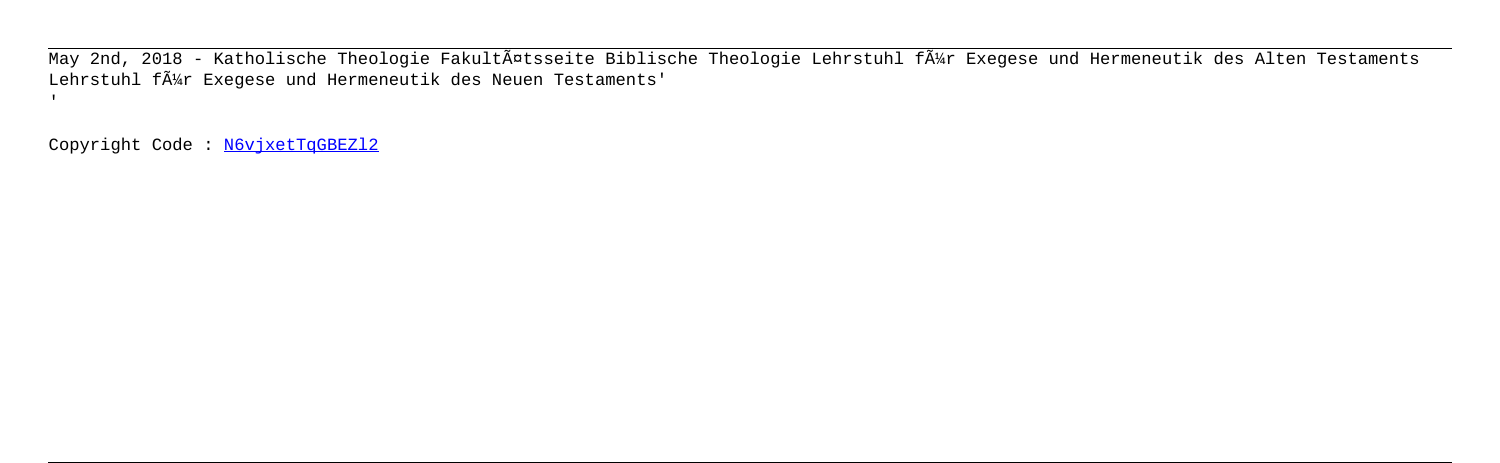May 2nd, 2018 - Katholische Theologie FakultÃ¤tsseite Biblische Theologie Lehrstuhl fÃ¼r Exegese und Hermeneutik des Alten Testaments Lehrstuhl fÃ¼r Exegese und Hermeneutik des Neuen Testaments'
'

Copyright Code : N6vjxetTqGBEZl2